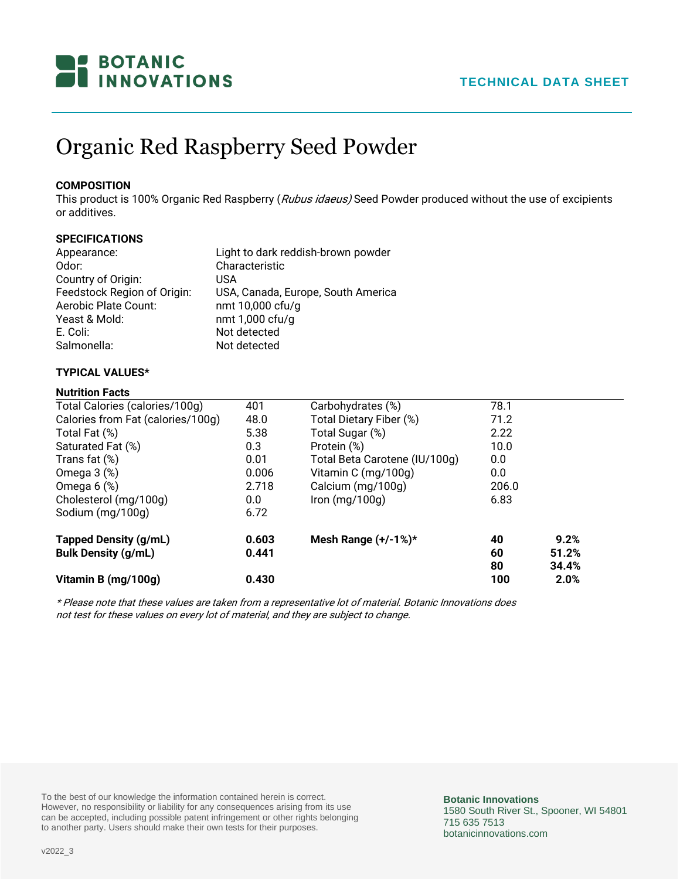# Organic Red Raspberry Seed Powder

**TECHNICAL DATA SHEET**

**COMPOSITION**

This product is 100% Organic Red Raspberry (*Rubus idaeus)* Seed Powder produced without the use of excipients or additives.

**SPECIFICATIONS**

| | |
|---|---|
| Appearance: | Light to dark reddish-brown powder |
| Odor: | Characteristic |
| Country of Origin: | USA |
| Feedstock Region of Origin: | USA, Canada, Europe, South America |
| Aerobic Plate Count: | nmt 10,000 cfu/g |
| Yeast & Mold: | nmt 1,000 cfu/g |
| E. Coli: | Not detected |
| Salmonella: | Not detected |

**TYPICAL VALUES***

**Nutrition Facts**

| | | | | |
|---|---|---|---|---|
| Total Calories (calories/100g) | 401 | Carbohydrates (%) | 78.1 | |
| Calories from Fat (calories/100g) | 48.0 | Total Dietary Fiber (%) | 71.2 | |
| Total Fat (%) | 5.38 | Total Sugar (%) | 2.22 | |
| Saturated Fat (%) | 0.3 | Protein (%) | 10.0 | |
| Trans fat (%) | 0.01 | Total Beta Carotene (IU/100g) | 0.0 | |
| Omega 3 (%) | 0.006 | Vitamin C (mg/100g) | 0.0 | |
| Omega 6 (%) | 2.718 | Calcium (mg/100g) | 206.0 | |
| Cholesterol (mg/100g) | 0.0 | Iron (mg/100g) | 6.83 | |
| Sodium (mg/100g) | 6.72 | | | |
| **Tapped Density (g/mL)** | **0.603** | **Mesh Range (+/-1%)*** | **40** | **9.2%** |
| **Bulk Density (g/mL)** | **0.441** | | **60** | **51.2%** |
| | | | **80** | **34.4%** |
| **Vitamin B (mg/100g)** | **0.430** | | **100** | **2.0%** |

*\* Please note that these values are taken from a representative lot of material. Botanic Innovations does not test for these values on every lot of material, and they are subject to change.*

To the best of our knowledge the information contained herein is correct. However, no responsibility or liability for any consequences arising from its use can be accepted, including possible patent infringement or other rights belonging to another party. Users should make their own tests for their purposes.

**Botanic Innovations**
1580 South River St., Spooner, WI 54801
715 635 7513
botanicinnovations.com

v2022_3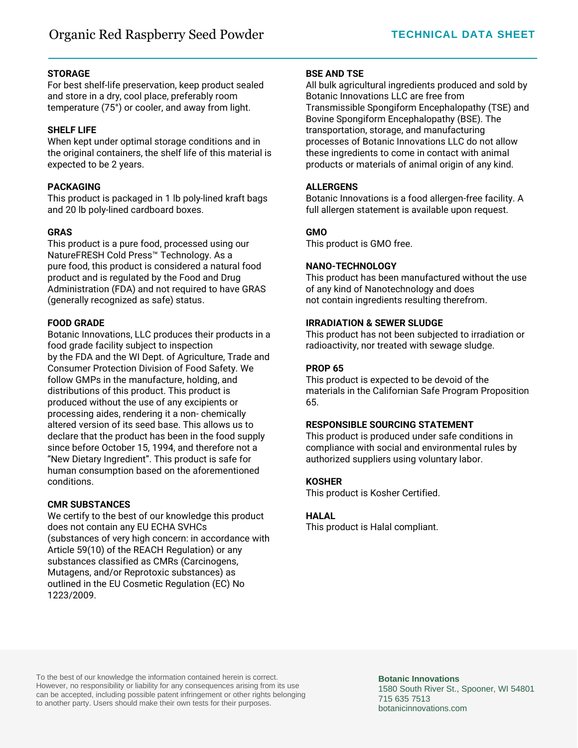# Organic Red Raspberry Seed Powder

**TECHNICAL DATA SHEET**

### STORAGE

For best shelf-life preservation, keep product sealed and store in a dry, cool place, preferably room temperature (75°) or cooler, and away from light.

### SHELF LIFE

When kept under optimal storage conditions and in the original containers, the shelf life of this material is expected to be 2 years.

### PACKAGING

This product is packaged in 1 lb poly-lined kraft bags and 20 lb poly-lined cardboard boxes.

### GRAS

This product is a pure food, processed using our NatureFRESH Cold Press™ Technology. As a pure food, this product is considered a natural food product and is regulated by the Food and Drug Administration (FDA) and not required to have GRAS (generally recognized as safe) status.

### FOOD GRADE

Botanic Innovations, LLC produces their products in a food grade facility subject to inspection by the FDA and the WI Dept. of Agriculture, Trade and Consumer Protection Division of Food Safety. We follow GMPs in the manufacture, holding, and distributions of this product. This product is produced without the use of any excipients or processing aides, rendering it a non- chemically altered version of its seed base. This allows us to declare that the product has been in the food supply since before October 15, 1994, and therefore not a "New Dietary Ingredient". This product is safe for human consumption based on the aforementioned conditions.

### CMR SUBSTANCES

We certify to the best of our knowledge this product does not contain any EU ECHA SVHCs (substances of very high concern: in accordance with Article 59(10) of the REACH Regulation) or any substances classified as CMRs (Carcinogens, Mutagens, and/or Reprotoxic substances) as outlined in the EU Cosmetic Regulation (EC) No 1223/2009.

### BSE AND TSE

All bulk agricultural ingredients produced and sold by Botanic Innovations LLC are free from Transmissible Spongiform Encephalopathy (TSE) and Bovine Spongiform Encephalopathy (BSE). The transportation, storage, and manufacturing processes of Botanic Innovations LLC do not allow these ingredients to come in contact with animal products or materials of animal origin of any kind.

### ALLERGENS

Botanic Innovations is a food allergen-free facility. A full allergen statement is available upon request.

### GMO

This product is GMO free.

### NANO-TECHNOLOGY

This product has been manufactured without the use of any kind of Nanotechnology and does not contain ingredients resulting therefrom.

### IRRADIATION & SEWER SLUDGE

This product has not been subjected to irradiation or radioactivity, nor treated with sewage sludge.

### PROP 65

This product is expected to be devoid of the materials in the Californian Safe Program Proposition 65.

### RESPONSIBLE SOURCING STATEMENT

This product is produced under safe conditions in compliance with social and environmental rules by authorized suppliers using voluntary labor.

### KOSHER

This product is Kosher Certified.

### HALAL

This product is Halal compliant.

To the best of our knowledge the information contained herein is correct. However, no responsibility or liability for any consequences arising from its use can be accepted, including possible patent infringement or other rights belonging to another party. Users should make their own tests for their purposes.

**Botanic Innovations**
1580 South River St., Spooner, WI 54801
715 635 7513
botanicinnovations.com